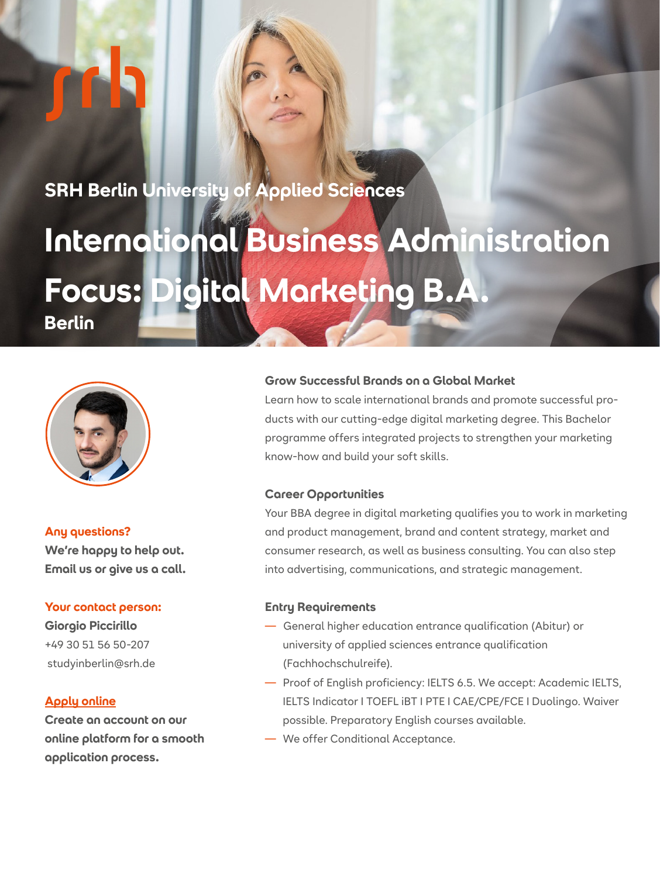SRH Berlin University of Applied Sciences

# International Business Administration Focus: Digital Marketing B.A.

**Berlin**

## Grow Successful Brands on a Global Market

Learn how to scale international brands and promote successful products with our cutting-edge digital marketing degree. This Bachelor programme offers integrated projects to strengthen your marketing know-how and build your soft skills.

## Career Opportunities

Your BBA degree in digital marketing qualifies you to work in marketing and product management, brand and content strategy, market and consumer research, as well as business consulting. You can also step into advertising, communications, and strategic management.

## Entry Requirements

- General higher education entrance qualification (Abitur) or university of applied sciences entrance qualification (Fachhochschulreife).
- Proof of English proficiency: IELTS 6.5. We accept: Academic IELTS, IELTS Indicator I TOEFL iBT I PTE I CAE/CPE/FCE I Duolingo. Waiver possible. Preparatory English courses available.
- We offer Conditional Acceptance.

**Any questions?**
**We're happy to help out. Email us or give us a call.**

**Your contact person:**
**Giorgio Piccirillo**
+49 30 51 56 50-207
studyinberlin@srh.de

**Apply online**
**Create an account on our online platform for a smooth application process.**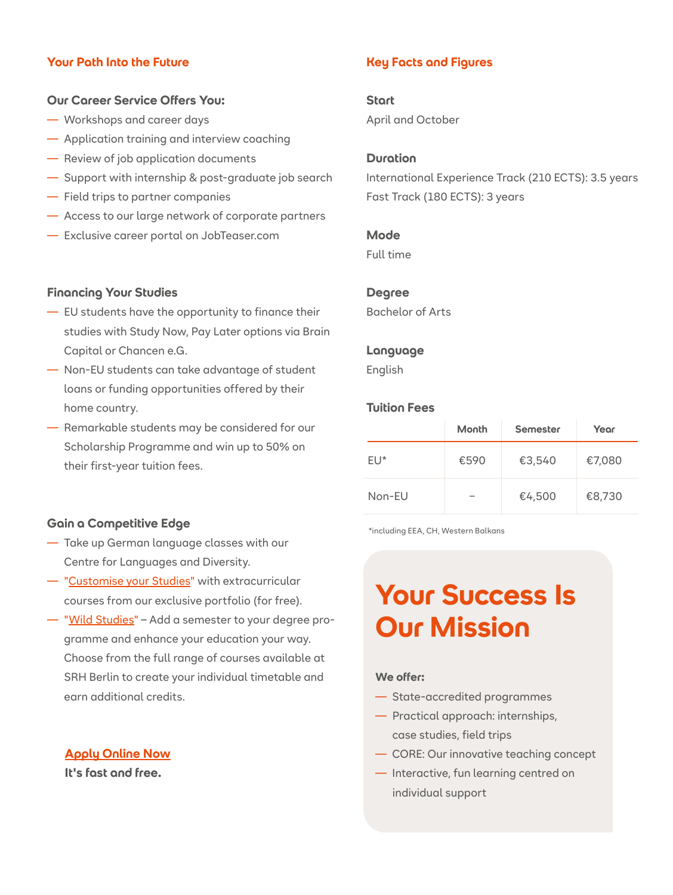## Your Path Into the Future

### Our Career Service Offers You:

- Workshops and career days
- Application training and interview coaching
- Review of job application documents
- Support with internship & post-graduate job search
- Field trips to partner companies
- Access to our large network of corporate partners
- Exclusive career portal on JobTeaser.com

### Financing Your Studies

- EU students have the opportunity to finance their studies with Study Now, Pay Later options via Brain Capital or Chancen e.G.
- Non-EU students can take advantage of student loans or funding opportunities offered by their home country.
- Remarkable students may be considered for our Scholarship Programme and win up to 50% on their first-year tuition fees.

### Gain a Competitive Edge

- Take up German language classes with our Centre for Languages and Diversity.
- "Customise your Studies" with extracurricular courses from our exclusive portfolio (for free).
- "Wild Studies" – Add a semester to your degree programme and enhance your education your way. Choose from the full range of courses available at SRH Berlin to create your individual timetable and earn additional credits.

**Apply Online Now**
**It's fast and free.**

## Key Facts and Figures

**Start**
April and October

**Duration**
International Experience Track (210 ECTS): 3.5 years
Fast Track (180 ECTS): 3 years

**Mode**
Full time

**Degree**
Bachelor of Arts

**Language**
English

**Tuition Fees**

| | Month | Semester | Year |
|---|---|---|---|
| EU* | €590 | €3,540 | €7,080 |
| Non-EU | – | €4,500 | €8,730 |

*including EEA, CH, Western Balkans

## Your Success Is Our Mission

**We offer:**

- State-accredited programmes
- Practical approach: internships, case studies, field trips
- CORE: Our innovative teaching concept
- Interactive, fun learning centred on individual support